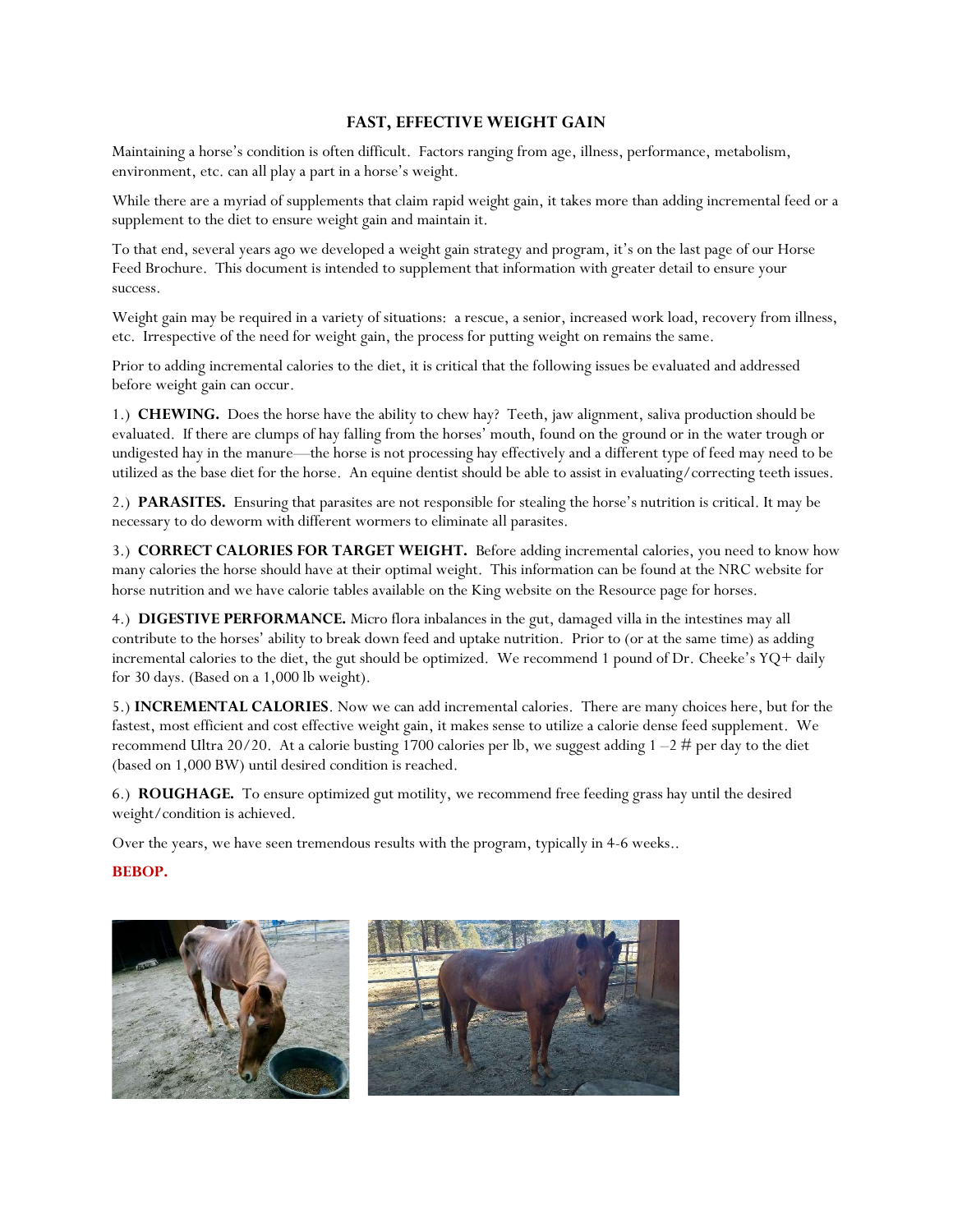# FAST, EFFECTIVE WEIGHT GAIN

Maintaining a horse's condition is often difficult. Factors ranging from age, illness, performance, metabolism, environment, etc. can all play a part in a horse's weight.

While there are a myriad of supplements that claim rapid weight gain, it takes more than adding incremental feed or a supplement to the diet to ensure weight gain and maintain it.

To that end, several years ago we developed a weight gain strategy and program, it's on the last page of our Horse Feed Brochure. This document is intended to supplement that information with greater detail to ensure your success.

Weight gain may be required in a variety of situations: a rescue, a senior, increased work load, recovery from illness, etc. Irrespective of the need for weight gain, the process for putting weight on remains the same.

Prior to adding incremental calories to the diet, it is critical that the following issues be evaluated and addressed before weight gain can occur.

1.) **CHEWING.** Does the horse have the ability to chew hay? Teeth, jaw alignment, saliva production should be evaluated. If there are clumps of hay falling from the horses' mouth, found on the ground or in the water trough or undigested hay in the manure—the horse is not processing hay effectively and a different type of feed may need to be utilized as the base diet for the horse. An equine dentist should be able to assist in evaluating/correcting teeth issues.

2.) **PARASITES.** Ensuring that parasites are not responsible for stealing the horse's nutrition is critical. It may be necessary to do deworm with different wormers to eliminate all parasites.

3.) **CORRECT CALORIES FOR TARGET WEIGHT.** Before adding incremental calories, you need to know how many calories the horse should have at their optimal weight. This information can be found at the NRC website for horse nutrition and we have calorie tables available on the King website on the Resource page for horses.

4.) **DIGESTIVE PERFORMANCE.** Micro flora inbalances in the gut, damaged villa in the intestines may all contribute to the horses' ability to break down feed and uptake nutrition. Prior to (or at the same time) as adding incremental calories to the diet, the gut should be optimized. We recommend 1 pound of Dr. Cheeke's YQ+ daily for 30 days. (Based on a 1,000 lb weight).

5.) **INCREMENTAL CALORIES**. Now we can add incremental calories. There are many choices here, but for the fastest, most efficient and cost effective weight gain, it makes sense to utilize a calorie dense feed supplement. We recommend Ultra 20/20. At a calorie busting 1700 calories per lb, we suggest adding 1 –2 # per day to the diet (based on 1,000 BW) until desired condition is reached.

6.) **ROUGHAGE.** To ensure optimized gut motility, we recommend free feeding grass hay until the desired weight/condition is achieved.

Over the years, we have seen tremendous results with the program, typically in 4-6 weeks..

**BEBOP.**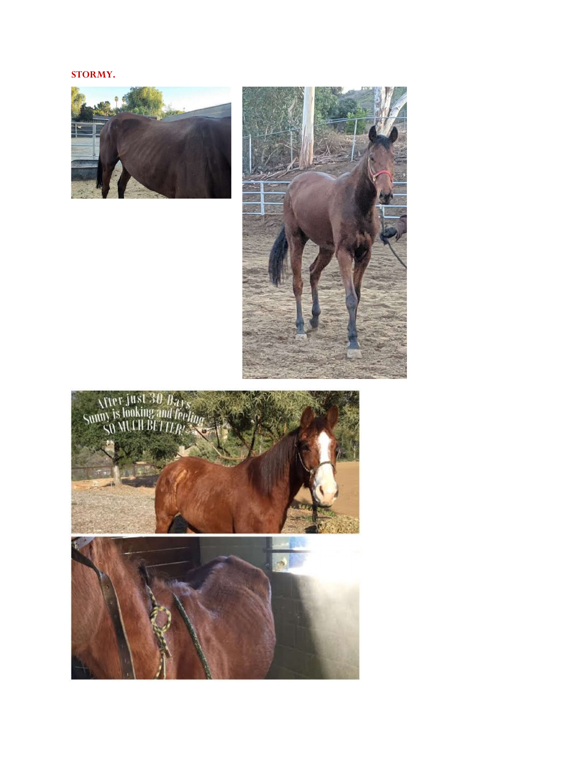**STORMY.**